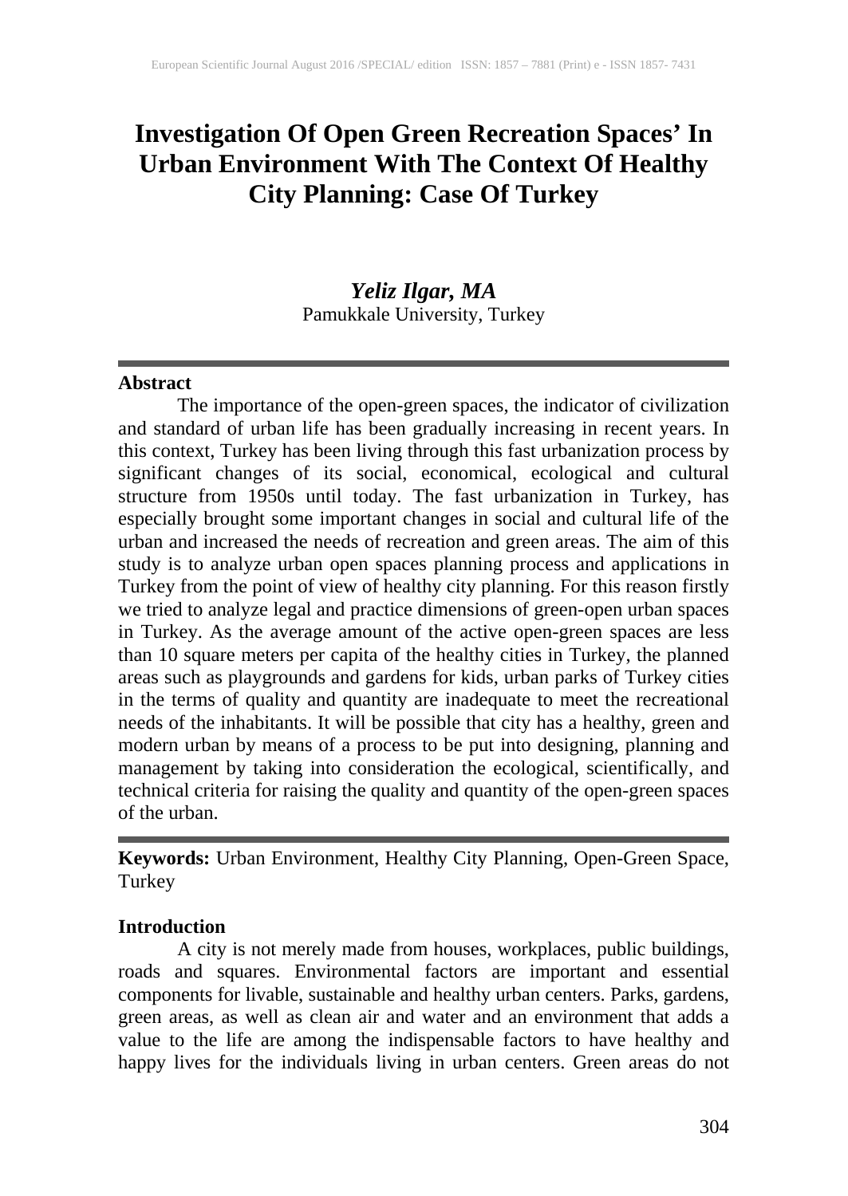# Investigation Of Open Green Recreation Spaces' In Urban Environment With The Context Of Healthy City Planning: Case Of Turkey

***Yeliz Ilgar, MA***
Pamukkale University, Turkey

---

**Abstract**

The importance of the open-green spaces, the indicator of civilization and standard of urban life has been gradually increasing in recent years. In this context, Turkey has been living through this fast urbanization process by significant changes of its social, economical, ecological and cultural structure from 1950s until today. The fast urbanization in Turkey, has especially brought some important changes in social and cultural life of the urban and increased the needs of recreation and green areas. The aim of this study is to analyze urban open spaces planning process and applications in Turkey from the point of view of healthy city planning. For this reason firstly we tried to analyze legal and practice dimensions of green-open urban spaces in Turkey. As the average amount of the active open-green spaces are less than 10 square meters per capita of the healthy cities in Turkey, the planned areas such as playgrounds and gardens for kids, urban parks of Turkey cities in the terms of quality and quantity are inadequate to meet the recreational needs of the inhabitants. It will be possible that city has a healthy, green and modern urban by means of a process to be put into designing, planning and management by taking into consideration the ecological, scientifically, and technical criteria for raising the quality and quantity of the open-green spaces of the urban.

---

**Keywords:** Urban Environment, Healthy City Planning, Open-Green Space, Turkey

## Introduction

A city is not merely made from houses, workplaces, public buildings, roads and squares. Environmental factors are important and essential components for livable, sustainable and healthy urban centers. Parks, gardens, green areas, as well as clean air and water and an environment that adds a value to the life are among the indispensable factors to have healthy and happy lives for the individuals living in urban centers. Green areas do not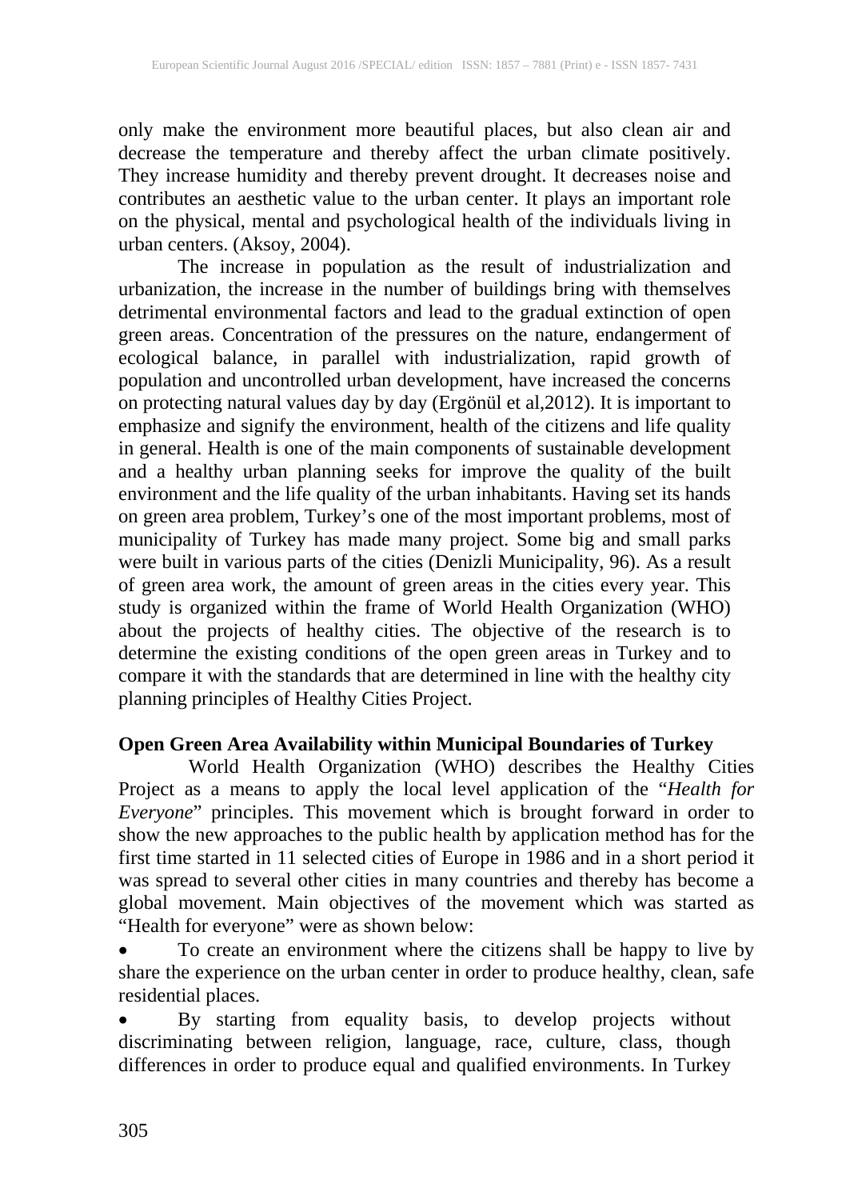only make the environment more beautiful places, but also clean air and decrease the temperature and thereby affect the urban climate positively. They increase humidity and thereby prevent drought. It decreases noise and contributes an aesthetic value to the urban center. It plays an important role on the physical, mental and psychological health of the individuals living in urban centers. (Aksoy, 2004).

The increase in population as the result of industrialization and urbanization, the increase in the number of buildings bring with themselves detrimental environmental factors and lead to the gradual extinction of open green areas. Concentration of the pressures on the nature, endangerment of ecological balance, in parallel with industrialization, rapid growth of population and uncontrolled urban development, have increased the concerns on protecting natural values day by day (Ergönül et al,2012). It is important to emphasize and signify the environment, health of the citizens and life quality in general. Health is one of the main components of sustainable development and a healthy urban planning seeks for improve the quality of the built environment and the life quality of the urban inhabitants. Having set its hands on green area problem, Turkey's one of the most important problems, most of municipality of Turkey has made many project. Some big and small parks were built in various parts of the cities (Denizli Municipality, 96). As a result of green area work, the amount of green areas in the cities every year. This study is organized within the frame of World Health Organization (WHO) about the projects of healthy cities. The objective of the research is to determine the existing conditions of the open green areas in Turkey and to compare it with the standards that are determined in line with the healthy city planning principles of Healthy Cities Project.

**Open Green Area Availability within Municipal Boundaries of Turkey**

World Health Organization (WHO) describes the Healthy Cities Project as a means to apply the local level application of the "*Health for Everyone*" principles. This movement which is brought forward in order to show the new approaches to the public health by application method has for the first time started in 11 selected cities of Europe in 1986 and in a short period it was spread to several other cities in many countries and thereby has become a global movement. Main objectives of the movement which was started as "Health for everyone" were as shown below:

- To create an environment where the citizens shall be happy to live by share the experience on the urban center in order to produce healthy, clean, safe residential places.
- By starting from equality basis, to develop projects without discriminating between religion, language, race, culture, class, though differences in order to produce equal and qualified environments. In Turkey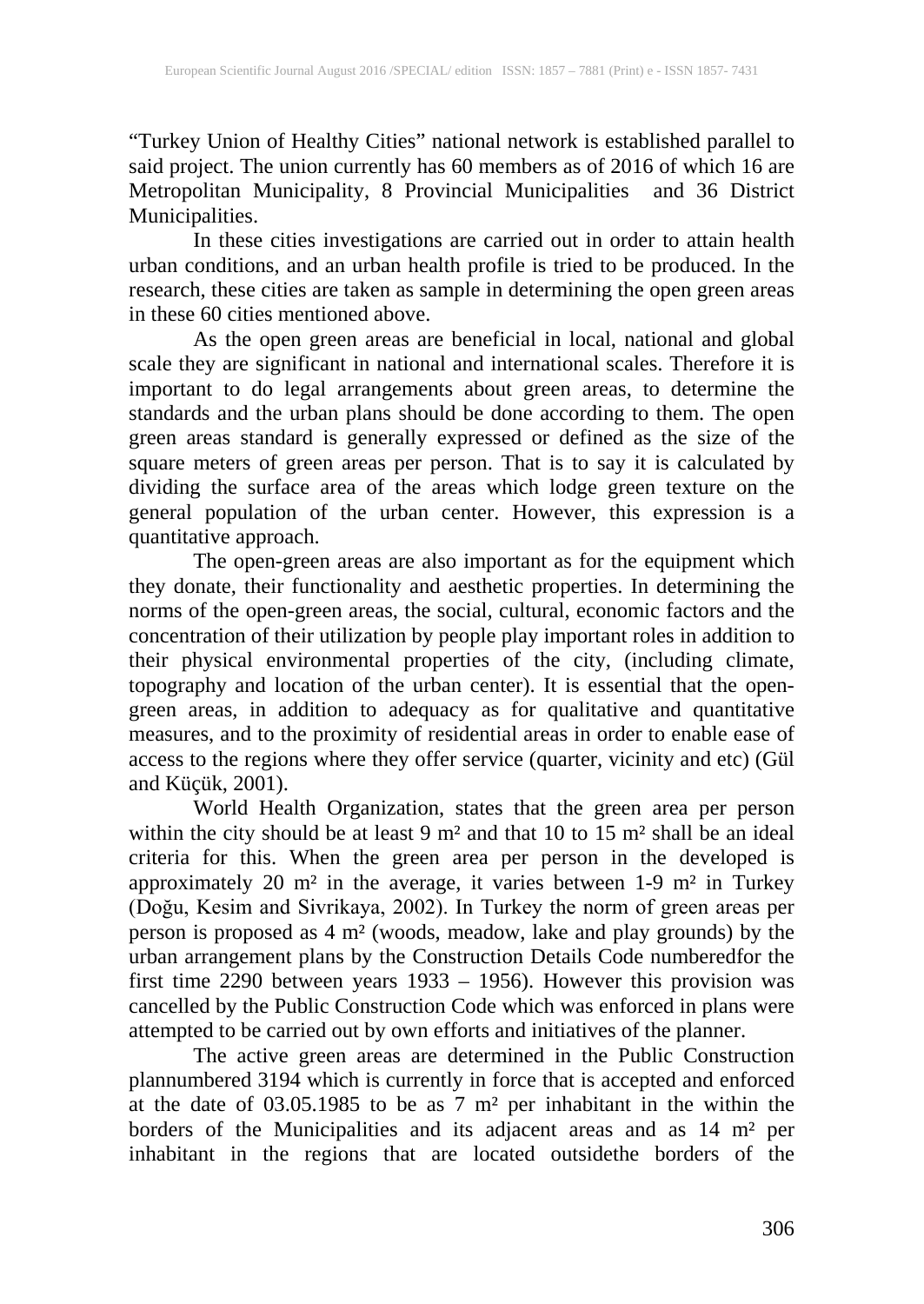"Turkey Union of Healthy Cities" national network is established parallel to said project. The union currently has 60 members as of 2016 of which 16 are Metropolitan Municipality, 8 Provincial Municipalities and 36 District Municipalities.

In these cities investigations are carried out in order to attain health urban conditions, and an urban health profile is tried to be produced. In the research, these cities are taken as sample in determining the open green areas in these 60 cities mentioned above.

As the open green areas are beneficial in local, national and global scale they are significant in national and international scales. Therefore it is important to do legal arrangements about green areas, to determine the standards and the urban plans should be done according to them. The open green areas standard is generally expressed or defined as the size of the square meters of green areas per person. That is to say it is calculated by dividing the surface area of the areas which lodge green texture on the general population of the urban center. However, this expression is a quantitative approach.

The open-green areas are also important as for the equipment which they donate, their functionality and aesthetic properties. In determining the norms of the open-green areas, the social, cultural, economic factors and the concentration of their utilization by people play important roles in addition to their physical environmental properties of the city, (including climate, topography and location of the urban center). It is essential that the open-green areas, in addition to adequacy as for qualitative and quantitative measures, and to the proximity of residential areas in order to enable ease of access to the regions where they offer service (quarter, vicinity and etc) (Gül and Küçük, 2001).

World Health Organization, states that the green area per person within the city should be at least 9 m² and that 10 to 15 m² shall be an ideal criteria for this. When the green area per person in the developed is approximately 20 m² in the average, it varies between 1-9 m² in Turkey (Doğu, Kesim and Sivrikaya, 2002). In Turkey the norm of green areas per person is proposed as 4 m² (woods, meadow, lake and play grounds) by the urban arrangement plans by the Construction Details Code numberedfor the first time 2290 between years 1933 – 1956). However this provision was cancelled by the Public Construction Code which was enforced in plans were attempted to be carried out by own efforts and initiatives of the planner.

The active green areas are determined in the Public Construction plannumbered 3194 which is currently in force that is accepted and enforced at the date of 03.05.1985 to be as 7 m² per inhabitant in the within the borders of the Municipalities and its adjacent areas and as 14 m² per inhabitant in the regions that are located outsidethe borders of the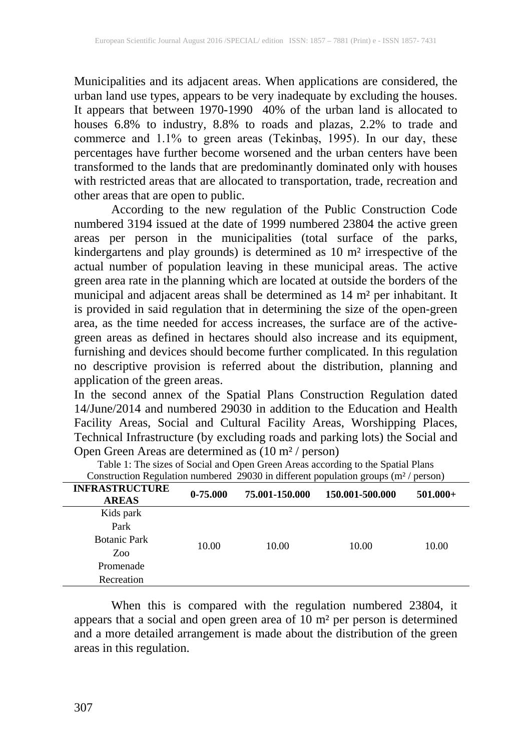Municipalities and its adjacent areas. When applications are considered, the urban land use types, appears to be very inadequate by excluding the houses. It appears that between 1970-1990 40% of the urban land is allocated to houses 6.8% to industry, 8.8% to roads and plazas, 2.2% to trade and commerce and 1.1% to green areas (Tekinbaş, 1995). In our day, these percentages have further become worsened and the urban centers have been transformed to the lands that are predominantly dominated only with houses with restricted areas that are allocated to transportation, trade, recreation and other areas that are open to public.

According to the new regulation of the Public Construction Code numbered 3194 issued at the date of 1999 numbered 23804 the active green areas per person in the municipalities (total surface of the parks, kindergartens and play grounds) is determined as 10 m² irrespective of the actual number of population leaving in these municipal areas. The active green area rate in the planning which are located at outside the borders of the municipal and adjacent areas shall be determined as 14 m² per inhabitant. It is provided in said regulation that in determining the size of the open-green area, as the time needed for access increases, the surface are of the active-green areas as defined in hectares should also increase and its equipment, furnishing and devices should become further complicated. In this regulation no descriptive provision is referred about the distribution, planning and application of the green areas.

In the second annex of the Spatial Plans Construction Regulation dated 14/June/2014 and numbered 29030 in addition to the Education and Health Facility Areas, Social and Cultural Facility Areas, Worshipping Places, Technical Infrastructure (by excluding roads and parking lots) the Social and Open Green Areas are determined as (10 m² / person)

Table 1: The sizes of Social and Open Green Areas according to the Spatial Plans Construction Regulation numbered 29030 in different population groups (m² / person)

| INFRASTRUCTURE AREAS | 0-75.000 | 75.001-150.000 | 150.001-500.000 | 501.000+ |
|---|---|---|---|---|
| Kids park<br>Park<br>Botanic Park<br>Zoo<br>Promenade<br>Recreation | 10.00 | 10.00 | 10.00 | 10.00 |

When this is compared with the regulation numbered 23804, it appears that a social and open green area of 10 m² per person is determined and a more detailed arrangement is made about the distribution of the green areas in this regulation.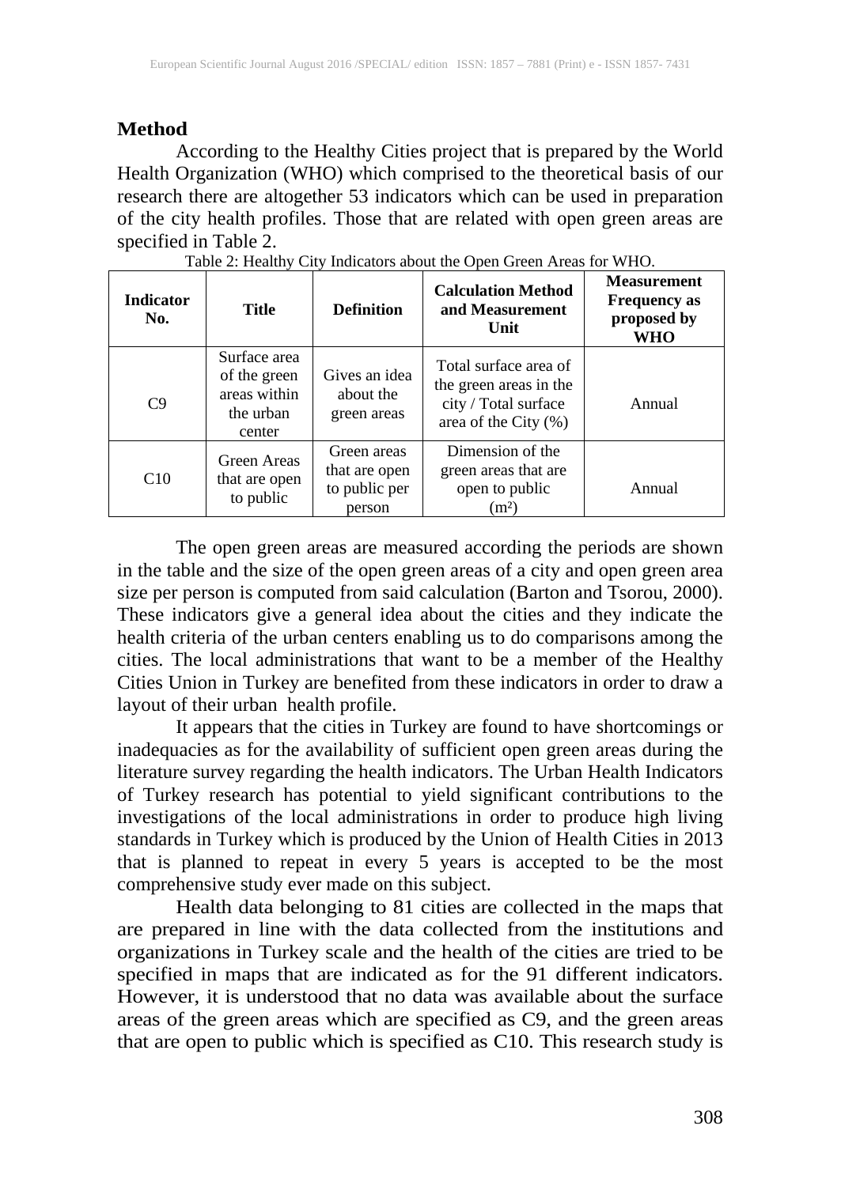## Method

According to the Healthy Cities project that is prepared by the World Health Organization (WHO) which comprised to the theoretical basis of our research there are altogether 53 indicators which can be used in preparation of the city health profiles. Those that are related with open green areas are specified in Table 2.

Table 2: Healthy City Indicators about the Open Green Areas for WHO.

| Indicator No. | Title | Definition | Calculation Method and Measurement Unit | Measurement Frequency as proposed by WHO |
|---|---|---|---|---|
| C9 | Surface area of the green areas within the urban center | Gives an idea about the green areas | Total surface area of the green areas in the city / Total surface area of the City (%) | Annual |
| C10 | Green Areas that are open to public | Green areas that are open to public per person | Dimension of the green areas that are open to public ($m^2$) | Annual |

The open green areas are measured according the periods are shown in the table and the size of the open green areas of a city and open green area size per person is computed from said calculation (Barton and Tsorou, 2000). These indicators give a general idea about the cities and they indicate the health criteria of the urban centers enabling us to do comparisons among the cities. The local administrations that want to be a member of the Healthy Cities Union in Turkey are benefited from these indicators in order to draw a layout of their urban health profile.

It appears that the cities in Turkey are found to have shortcomings or inadequacies as for the availability of sufficient open green areas during the literature survey regarding the health indicators. The Urban Health Indicators of Turkey research has potential to yield significant contributions to the investigations of the local administrations in order to produce high living standards in Turkey which is produced by the Union of Health Cities in 2013 that is planned to repeat in every 5 years is accepted to be the most comprehensive study ever made on this subject.

Health data belonging to 81 cities are collected in the maps that are prepared in line with the data collected from the institutions and organizations in Turkey scale and the health of the cities are tried to be specified in maps that are indicated as for the 91 different indicators. However, it is understood that no data was available about the surface areas of the green areas which are specified as C9, and the green areas that are open to public which is specified as C10. This research study is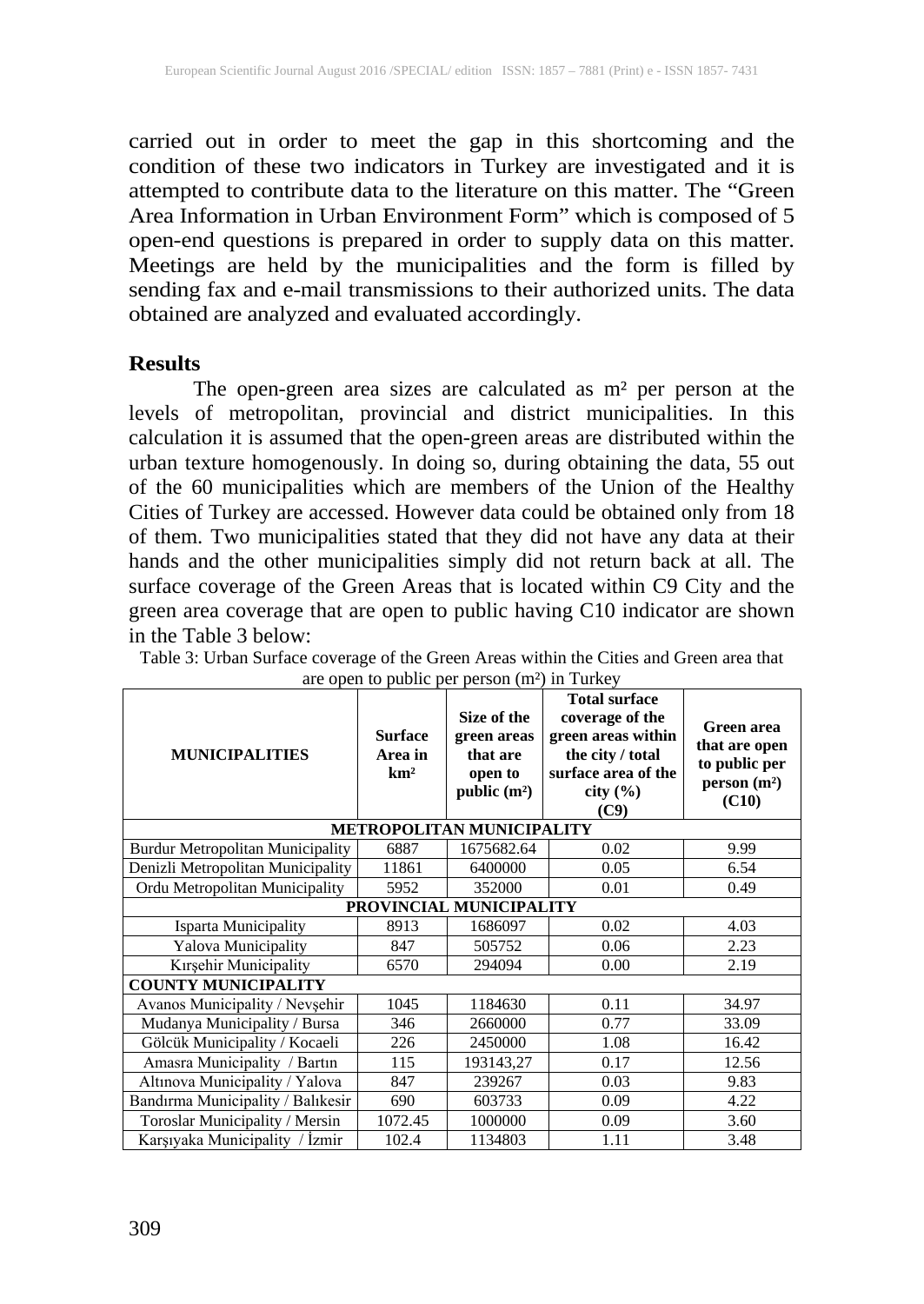carried out in order to meet the gap in this shortcoming and the condition of these two indicators in Turkey are investigated and it is attempted to contribute data to the literature on this matter. The "Green Area Information in Urban Environment Form" which is composed of 5 open-end questions is prepared in order to supply data on this matter. Meetings are held by the municipalities and the form is filled by sending fax and e-mail transmissions to their authorized units. The data obtained are analyzed and evaluated accordingly.

## Results

The open-green area sizes are calculated as m² per person at the levels of metropolitan, provincial and district municipalities. In this calculation it is assumed that the open-green areas are distributed within the urban texture homogenously. In doing so, during obtaining the data, 55 out of the 60 municipalities which are members of the Union of the Healthy Cities of Turkey are accessed. However data could be obtained only from 18 of them. Two municipalities stated that they did not have any data at their hands and the other municipalities simply did not return back at all. The surface coverage of the Green Areas that is located within C9 City and the green area coverage that are open to public having C10 indicator are shown in the Table 3 below:

Table 3: Urban Surface coverage of the Green Areas within the Cities and Green area that are open to public per person (m²) in Turkey

| MUNICIPALITIES | Surface Area in km² | Size of the green areas that are open to public (m²) | Total surface coverage of the green areas within the city / total surface area of the city (%) (C9) | Green area that are open to public per person (m²) (C10) |
|---|---|---|---|---|
| **METROPOLITAN MUNICIPALITY** | | | | |
| Burdur Metropolitan Municipality | 6887 | 1675682.64 | 0.02 | 9.99 |
| Denizli Metropolitan Municipality | 11861 | 6400000 | 0.05 | 6.54 |
| Ordu Metropolitan Municipality | 5952 | 352000 | 0.01 | 0.49 |
| **PROVINCIAL MUNICIPALITY** | | | | |
| Isparta Municipality | 8913 | 1686097 | 0.02 | 4.03 |
| Yalova Municipality | 847 | 505752 | 0.06 | 2.23 |
| Kırşehir Municipality | 6570 | 294094 | 0.00 | 2.19 |
| **COUNTY MUNICIPALITY** | | | | |
| Avanos Municipality / Nevşehir | 1045 | 1184630 | 0.11 | 34.97 |
| Mudanya Municipality / Bursa | 346 | 2660000 | 0.77 | 33.09 |
| Gölcük Municipality / Kocaeli | 226 | 2450000 | 1.08 | 16.42 |
| Amasra Municipality / Bartın | 115 | 193143,27 | 0.17 | 12.56 |
| Altınova Municipality / Yalova | 847 | 239267 | 0.03 | 9.83 |
| Bandırma Municipality / Balıkesir | 690 | 603733 | 0.09 | 4.22 |
| Toroslar Municipality / Mersin | 1072.45 | 1000000 | 0.09 | 3.60 |
| Karşıyaka Municipality / İzmir | 102.4 | 1134803 | 1.11 | 3.48 |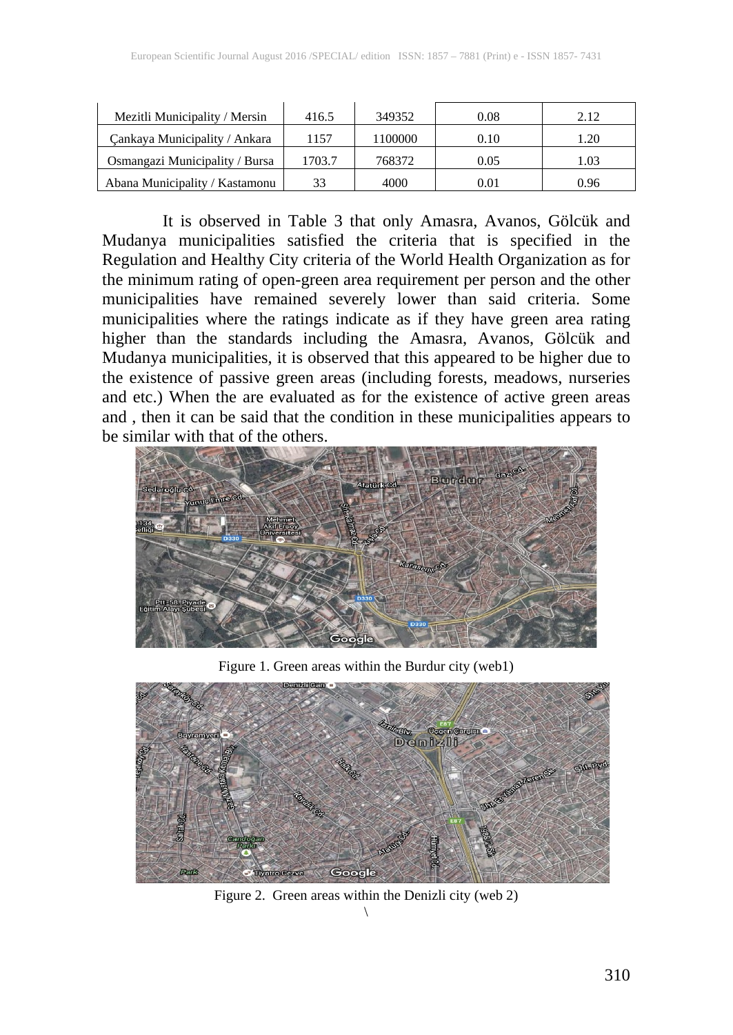| Mezitli Municipality / Mersin | 416.5 | 349352 | 0.08 | 2.12 |
|---|---|---|---|---|
| Çankaya Municipality / Ankara | 1157 | 1100000 | 0.10 | 1.20 |
| Osmangazi Municipality / Bursa | 1703.7 | 768372 | 0.05 | 1.03 |
| Abana Municipality / Kastamonu | 33 | 4000 | 0.01 | 0.96 |

It is observed in Table 3 that only Amasra, Avanos, Gölcük and Mudanya municipalities satisfied the criteria that is specified in the Regulation and Healthy City criteria of the World Health Organization as for the minimum rating of open-green area requirement per person and the other municipalities have remained severely lower than said criteria. Some municipalities where the ratings indicate as if they have green area rating higher than the standards including the Amasra, Avanos, Gölcük and Mudanya municipalities, it is observed that this appeared to be higher due to the existence of passive green areas (including forests, meadows, nurseries and etc.) When the are evaluated as for the existence of active green areas and , then it can be said that the condition in these municipalities appears to be similar with that of the others.

Figure 1. Green areas within the Burdur city (web1)

Figure 2. Green areas within the Denizli city (web 2)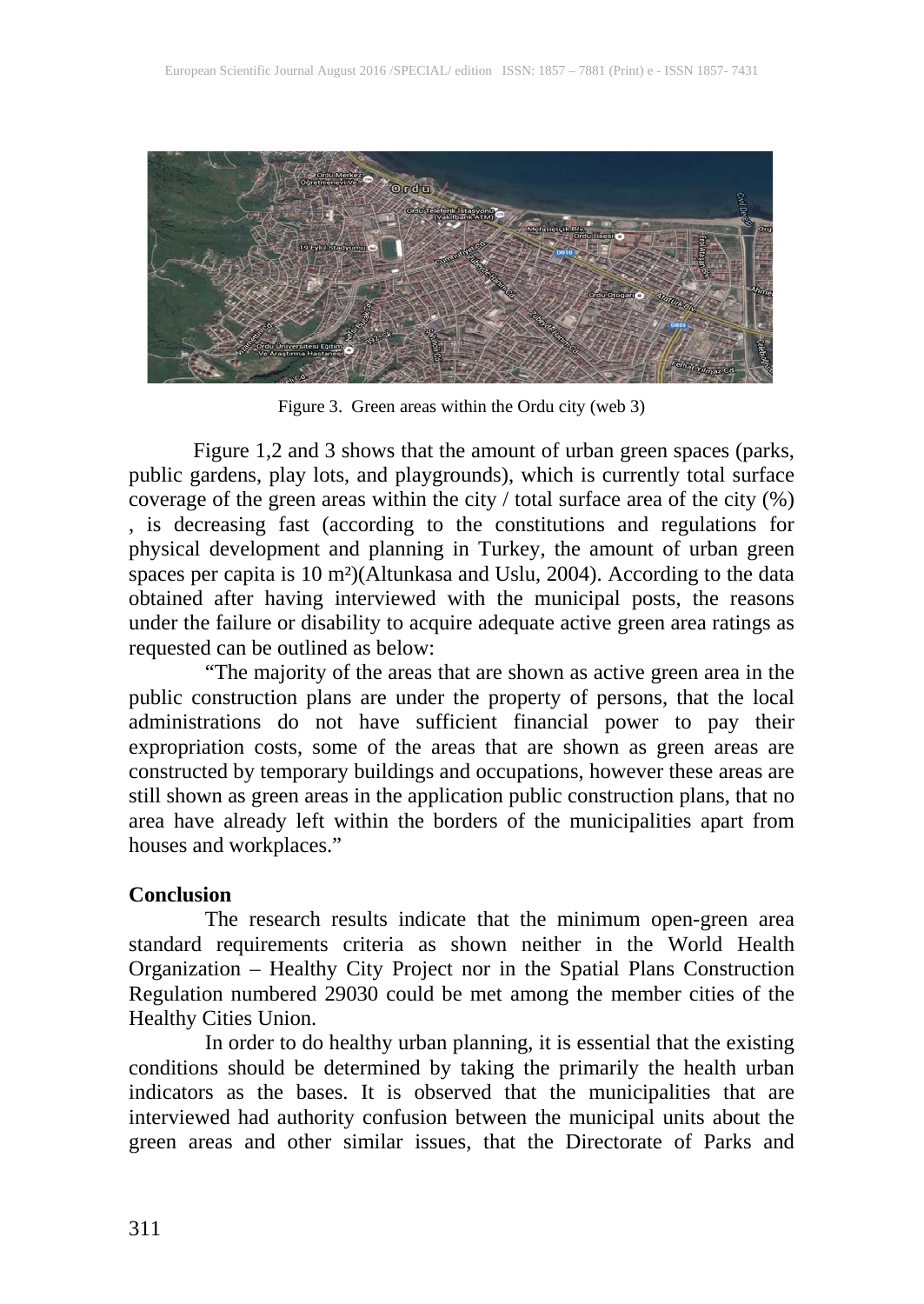Figure 3. Green areas within the Ordu city (web 3)

Figure 1,2 and 3 shows that the amount of urban green spaces (parks, public gardens, play lots, and playgrounds), which is currently total surface coverage of the green areas within the city / total surface area of the city (%) , is decreasing fast (according to the constitutions and regulations for physical development and planning in Turkey, the amount of urban green spaces per capita is 10 m²)(Altunkasa and Uslu, 2004). According to the data obtained after having interviewed with the municipal posts, the reasons under the failure or disability to acquire adequate active green area ratings as requested can be outlined as below:

"The majority of the areas that are shown as active green area in the public construction plans are under the property of persons, that the local administrations do not have sufficient financial power to pay their expropriation costs, some of the areas that are shown as green areas are constructed by temporary buildings and occupations, however these areas are still shown as green areas in the application public construction plans, that no area have already left within the borders of the municipalities apart from houses and workplaces."

**Conclusion**

The research results indicate that the minimum open-green area standard requirements criteria as shown neither in the World Health Organization – Healthy City Project nor in the Spatial Plans Construction Regulation numbered 29030 could be met among the member cities of the Healthy Cities Union.

In order to do healthy urban planning, it is essential that the existing conditions should be determined by taking the primarily the health urban indicators as the bases. It is observed that the municipalities that are interviewed had authority confusion between the municipal units about the green areas and other similar issues, that the Directorate of Parks and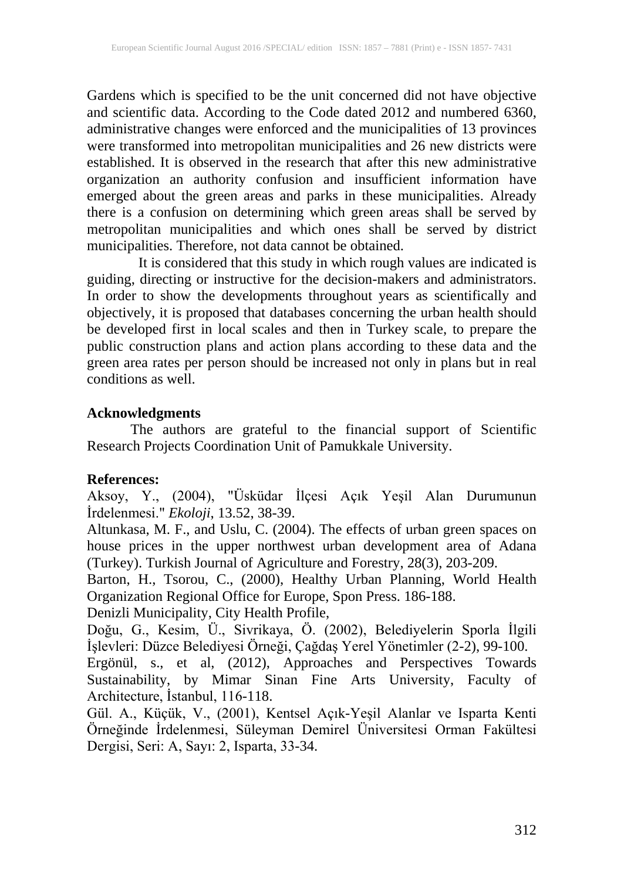Gardens which is specified to be the unit concerned did not have objective and scientific data. According to the Code dated 2012 and numbered 6360, administrative changes were enforced and the municipalities of 13 provinces were transformed into metropolitan municipalities and 26 new districts were established. It is observed in the research that after this new administrative organization an authority confusion and insufficient information have emerged about the green areas and parks in these municipalities. Already there is a confusion on determining which green areas shall be served by metropolitan municipalities and which ones shall be served by district municipalities. Therefore, not data cannot be obtained.

It is considered that this study in which rough values are indicated is guiding, directing or instructive for the decision-makers and administrators. In order to show the developments throughout years as scientifically and objectively, it is proposed that databases concerning the urban health should be developed first in local scales and then in Turkey scale, to prepare the public construction plans and action plans according to these data and the green area rates per person should be increased not only in plans but in real conditions as well.

**Acknowledgments**

The authors are grateful to the financial support of Scientific Research Projects Coordination Unit of Pamukkale University.

**References:**

Aksoy, Y., (2004), "Üsküdar İlçesi Açık Yeşil Alan Durumunun İrdelenmesi." *Ekoloji*, 13.52, 38-39.

Altunkasa, M. F., and Uslu, C. (2004). The effects of urban green spaces on house prices in the upper northwest urban development area of Adana (Turkey). Turkish Journal of Agriculture and Forestry, 28(3), 203-209.

Barton, H., Tsorou, C., (2000), Healthy Urban Planning, World Health Organization Regional Office for Europe, Spon Press. 186-188.

Denizli Municipality, City Health Profile,

Doğu, G., Kesim, Ü., Sivrikaya, Ö. (2002), Belediyelerin Sporla İlgili İşlevleri: Düzce Belediyesi Örneği, Çağdaş Yerel Yönetimler (2-2), 99-100.

Ergönül, s., et al, (2012), Approaches and Perspectives Towards Sustainability, by Mimar Sinan Fine Arts University, Faculty of Architecture, İstanbul, 116-118.

Gül. A., Küçük, V., (2001), Kentsel Açık-Yeşil Alanlar ve Isparta Kenti Örneğinde İrdelenmesi, Süleyman Demirel Üniversitesi Orman Fakültesi Dergisi, Seri: A, Sayı: 2, Isparta, 33-34.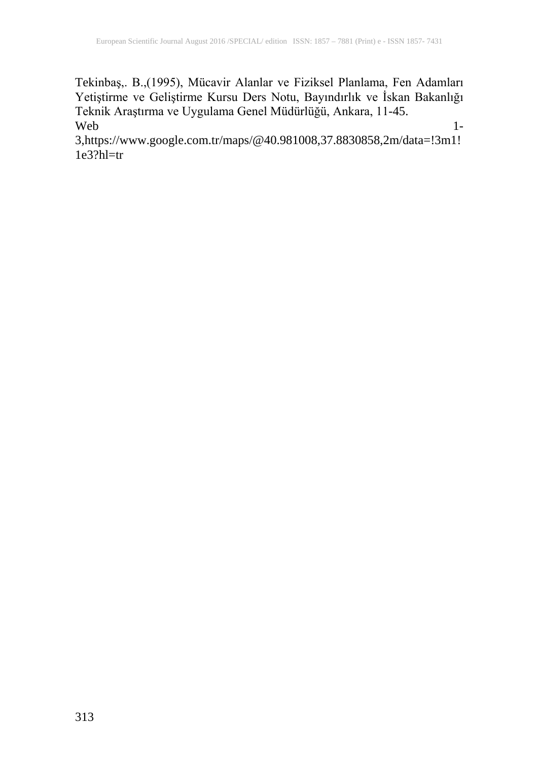Tekinbaş,. B.,(1995), Mücavir Alanlar ve Fiziksel Planlama, Fen Adamları Yetiştirme ve Geliştirme Kursu Ders Notu, Bayındırlık ve İskan Bakanlığı Teknik Araştırma ve Uygulama Genel Müdürlüğü, Ankara, 11-45.

Web 1-3,https://www.google.com.tr/maps/@40.981008,37.8830858,2m/data=!3m1!1e3?hl=tr